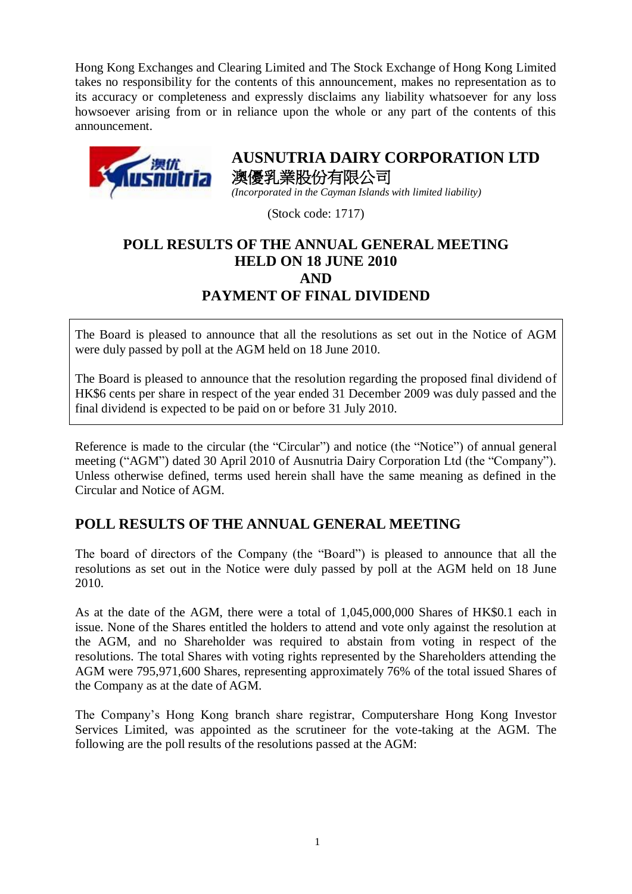Hong Kong Exchanges and Clearing Limited and The Stock Exchange of Hong Kong Limited takes no responsibility for the contents of this announcement, makes no representation as to its accuracy or completeness and expressly disclaims any liability whatsoever for any loss howsoever arising from or in reliance upon the whole or any part of the contents of this announcement.

**AUSNUTRIA DAIRY CORPORATION LTD**
**澳優乳業股份有限公司**
*(Incorporated in the Cayman Islands with limited liability)*

(Stock code: 1717)

# POLL RESULTS OF THE ANNUAL GENERAL MEETING HELD ON 18 JUNE 2010 AND PAYMENT OF FINAL DIVIDEND

The Board is pleased to announce that all the resolutions as set out in the Notice of AGM were duly passed by poll at the AGM held on 18 June 2010.

The Board is pleased to announce that the resolution regarding the proposed final dividend of HK$6 cents per share in respect of the year ended 31 December 2009 was duly passed and the final dividend is expected to be paid on or before 31 July 2010.

Reference is made to the circular (the "Circular") and notice (the "Notice") of annual general meeting ("AGM") dated 30 April 2010 of Ausnutria Dairy Corporation Ltd (the "Company"). Unless otherwise defined, terms used herein shall have the same meaning as defined in the Circular and Notice of AGM.

## POLL RESULTS OF THE ANNUAL GENERAL MEETING

The board of directors of the Company (the "Board") is pleased to announce that all the resolutions as set out in the Notice were duly passed by poll at the AGM held on 18 June 2010.

As at the date of the AGM, there were a total of 1,045,000,000 Shares of HK$0.1 each in issue. None of the Shares entitled the holders to attend and vote only against the resolution at the AGM, and no Shareholder was required to abstain from voting in respect of the resolutions. The total Shares with voting rights represented by the Shareholders attending the AGM were 795,971,600 Shares, representing approximately 76% of the total issued Shares of the Company as at the date of AGM.

The Company's Hong Kong branch share registrar, Computershare Hong Kong Investor Services Limited, was appointed as the scrutineer for the vote-taking at the AGM. The following are the poll results of the resolutions passed at the AGM: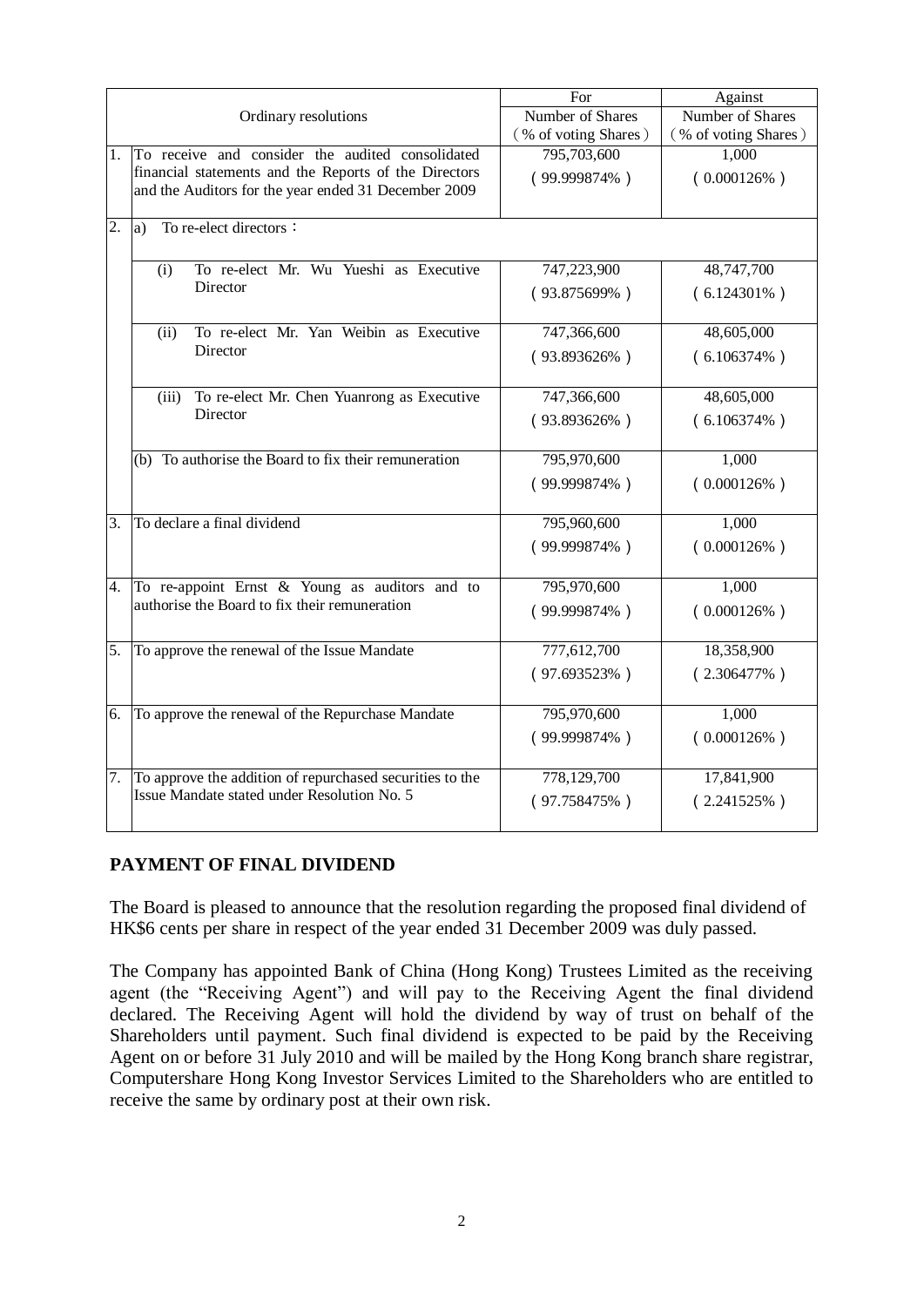| | Ordinary resolutions | For<br>Number of Shares<br>( % of voting Shares ) | Against<br>Number of Shares<br>( % of voting Shares ) |
|---|---|---|---|
| 1. | To receive and consider the audited consolidated financial statements and the Reports of the Directors and the Auditors for the year ended 31 December 2009 | 795,703,600<br>( 99.999874% ) | 1,000<br>( 0.000126% ) |
| 2. | a) To re-elect directors： | | |
| | (i) To re-elect Mr. Wu Yueshi as Executive Director | 747,223,900<br>( 93.875699% ) | 48,747,700<br>( 6.124301% ) |
| | (ii) To re-elect Mr. Yan Weibin as Executive Director | 747,366,600<br>( 93.893626% ) | 48,605,000<br>( 6.106374% ) |
| | (iii) To re-elect Mr. Chen Yuanrong as Executive Director | 747,366,600<br>( 93.893626% ) | 48,605,000<br>( 6.106374% ) |
| | (b) To authorise the Board to fix their remuneration | 795,970,600<br>( 99.999874% ) | 1,000<br>( 0.000126% ) |
| 3. | To declare a final dividend | 795,960,600<br>( 99.999874% ) | 1,000<br>( 0.000126% ) |
| 4. | To re-appoint Ernst & Young as auditors and to authorise the Board to fix their remuneration | 795,970,600<br>( 99.999874% ) | 1,000<br>( 0.000126% ) |
| 5. | To approve the renewal of the Issue Mandate | 777,612,700<br>( 97.693523% ) | 18,358,900<br>( 2.306477% ) |
| 6. | To approve the renewal of the Repurchase Mandate | 795,970,600<br>( 99.999874% ) | 1,000<br>( 0.000126% ) |
| 7. | To approve the addition of repurchased securities to the Issue Mandate stated under Resolution No. 5 | 778,129,700<br>( 97.758475% ) | 17,841,900<br>( 2.241525% ) |

## PAYMENT OF FINAL DIVIDEND

The Board is pleased to announce that the resolution regarding the proposed final dividend of HK$6 cents per share in respect of the year ended 31 December 2009 was duly passed.

The Company has appointed Bank of China (Hong Kong) Trustees Limited as the receiving agent (the "Receiving Agent") and will pay to the Receiving Agent the final dividend declared. The Receiving Agent will hold the dividend by way of trust on behalf of the Shareholders until payment. Such final dividend is expected to be paid by the Receiving Agent on or before 31 July 2010 and will be mailed by the Hong Kong branch share registrar, Computershare Hong Kong Investor Services Limited to the Shareholders who are entitled to receive the same by ordinary post at their own risk.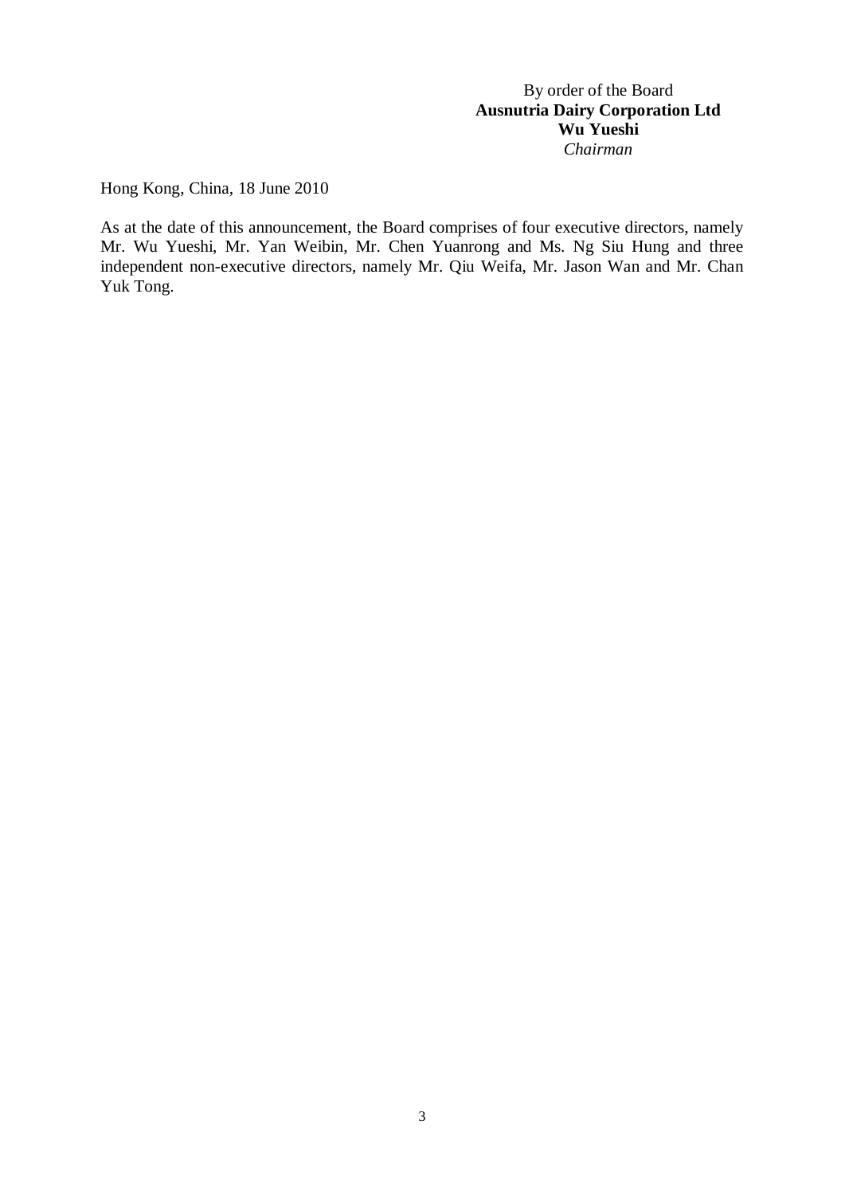By order of the Board
**Ausnutria Dairy Corporation Ltd**
**Wu Yueshi**
*Chairman*

Hong Kong, China, 18 June 2010

As at the date of this announcement, the Board comprises of four executive directors, namely Mr. Wu Yueshi, Mr. Yan Weibin, Mr. Chen Yuanrong and Ms. Ng Siu Hung and three independent non-executive directors, namely Mr. Qiu Weifa, Mr. Jason Wan and Mr. Chan Yuk Tong.